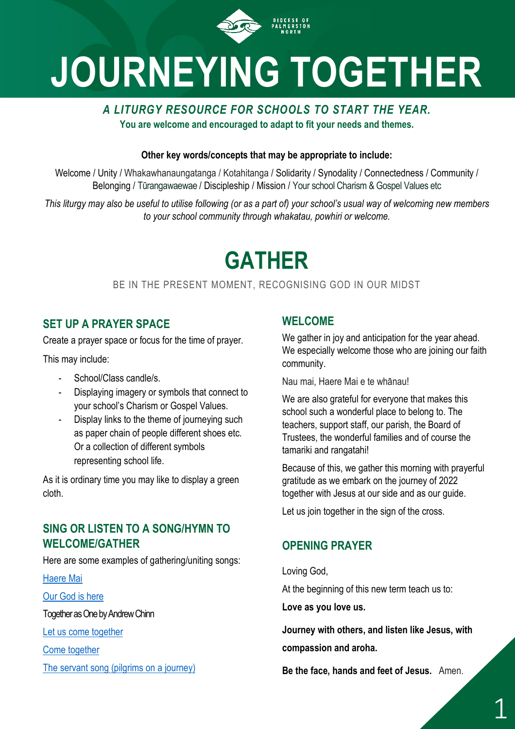DIOCESE OF PALMERSTON NORTH

# JOURNEYING TOGETHER

***A LITURGY RESOURCE FOR SCHOOLS TO START THE YEAR.***

**You are welcome and encouraged to adapt to fit your needs and themes.**

**Other key words/concepts that may be appropriate to include:**

Welcome / Unity / Whakawhanaungatanga / Kotahitanga / Solidarity / Synodality / Connectedness / Community / Belonging / Tūrangawaewae / Discipleship / Mission / Your school Charism & Gospel Values etc

*This liturgy may also be useful to utilise following (or as a part of) your school's usual way of welcoming new members to your school community through whakatau, powhiri or welcome.*

# GATHER

BE IN THE PRESENT MOMENT, RECOGNISING GOD IN OUR MIDST

## SET UP A PRAYER SPACE

Create a prayer space or focus for the time of prayer.

This may include:

- School/Class candle/s.
- Displaying imagery or symbols that connect to your school's Charism or Gospel Values.
- Display links to the theme of journeying such as paper chain of people different shoes etc. Or a collection of different symbols representing school life.

As it is ordinary time you may like to display a green cloth.

## SING OR LISTEN TO A SONG/HYMN TO WELCOME/GATHER

Here are some examples of gathering/uniting songs:

Haere Mai

Our God is here

Together as One by Andrew Chinn

Let us come together

Come together

The servant song (pilgrims on a journey)

## WELCOME

We gather in joy and anticipation for the year ahead. We especially welcome those who are joining our faith community.

Nau mai, Haere Mai e te whānau!

We are also grateful for everyone that makes this school such a wonderful place to belong to. The teachers, support staff, our parish, the Board of Trustees, the wonderful families and of course the tamariki and rangatahi!

Because of this, we gather this morning with prayerful gratitude as we embark on the journey of 2022 together with Jesus at our side and as our guide.

Let us join together in the sign of the cross.

## OPENING PRAYER

Loving God,

At the beginning of this new term teach us to:

**Love as you love us.**

**Journey with others, and listen like Jesus, with compassion and aroha.**

**Be the face, hands and feet of Jesus.** Amen.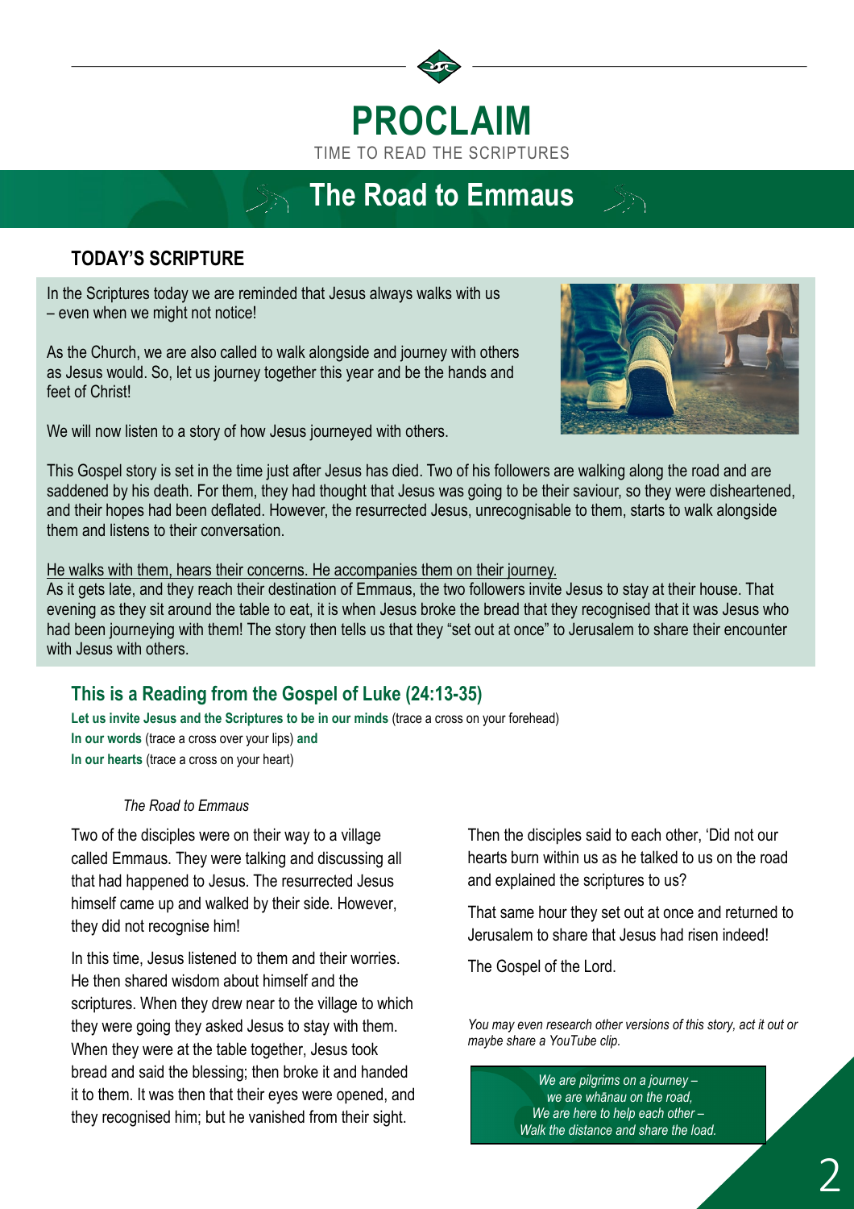# PROCLAIM

TIME TO READ THE SCRIPTURES

## The Road to Emmaus

### TODAY'S SCRIPTURE

In the Scriptures today we are reminded that Jesus always walks with us – even when we might not notice!

As the Church, we are also called to walk alongside and journey with others as Jesus would. So, let us journey together this year and be the hands and feet of Christ!

We will now listen to a story of how Jesus journeyed with others.

This Gospel story is set in the time just after Jesus has died. Two of his followers are walking along the road and are saddened by his death. For them, they had thought that Jesus was going to be their saviour, so they were disheartened, and their hopes had been deflated. However, the resurrected Jesus, unrecognisable to them, starts to walk alongside them and listens to their conversation.

<u>He walks with them, hears their concerns. He accompanies them on their journey.</u>
As it gets late, and they reach their destination of Emmaus, the two followers invite Jesus to stay at their house. That evening as they sit around the table to eat, it is when Jesus broke the bread that they recognised that it was Jesus who had been journeying with them! The story then tells us that they "set out at once" to Jerusalem to share their encounter with Jesus with others.

### This is a Reading from the Gospel of Luke (24:13-35)

**Let us invite Jesus and the Scriptures to be in our minds** (trace a cross on your forehead)
**In our words** (trace a cross over your lips) **and**
**In our hearts** (trace a cross on your heart)

*The Road to Emmaus*

Two of the disciples were on their way to a village called Emmaus. They were talking and discussing all that had happened to Jesus. The resurrected Jesus himself came up and walked by their side. However, they did not recognise him!

In this time, Jesus listened to them and their worries. He then shared wisdom about himself and the scriptures. When they drew near to the village to which they were going they asked Jesus to stay with them. When they were at the table together, Jesus took bread and said the blessing; then broke it and handed it to them. It was then that their eyes were opened, and they recognised him; but he vanished from their sight.

Then the disciples said to each other, 'Did not our hearts burn within us as he talked to us on the road and explained the scriptures to us?

That same hour they set out at once and returned to Jerusalem to share that Jesus had risen indeed!

The Gospel of the Lord.

*You may even research other versions of this story, act it out or maybe share a YouTube clip.*

*We are pilgrims on a journey –*
*we are whānau on the road,*
*We are here to help each other –*
*Walk the distance and share the load.*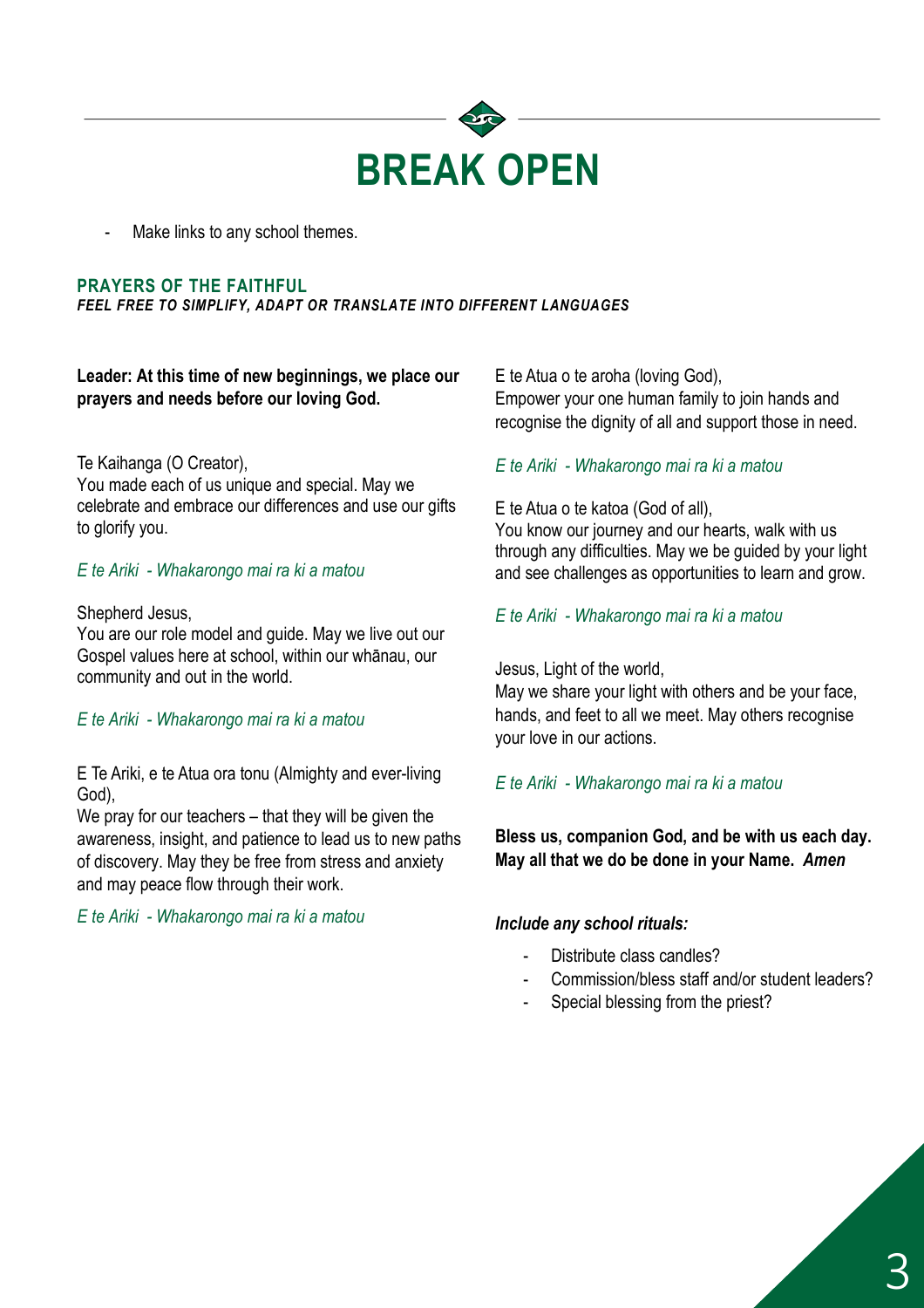# BREAK OPEN

- Make links to any school themes.

### PRAYERS OF THE FAITHFUL

***FEEL FREE TO SIMPLIFY, ADAPT OR TRANSLATE INTO DIFFERENT LANGUAGES***

**Leader: At this time of new beginnings, we place our prayers and needs before our loving God.**

Te Kaihanga (O Creator),
You made each of us unique and special. May we celebrate and embrace our differences and use our gifts to glorify you.

*E te Ariki - Whakarongo mai ra ki a matou*

Shepherd Jesus,
You are our role model and guide. May we live out our Gospel values here at school, within our whānau, our community and out in the world.

*E te Ariki - Whakarongo mai ra ki a matou*

E Te Ariki, e te Atua ora tonu (Almighty and ever-living God),
We pray for our teachers – that they will be given the awareness, insight, and patience to lead us to new paths of discovery. May they be free from stress and anxiety and may peace flow through their work.

*E te Ariki - Whakarongo mai ra ki a matou*

E te Atua o te aroha (loving God),
Empower your one human family to join hands and recognise the dignity of all and support those in need.

*E te Ariki - Whakarongo mai ra ki a matou*

E te Atua o te katoa (God of all),
You know our journey and our hearts, walk with us through any difficulties. May we be guided by your light and see challenges as opportunities to learn and grow.

*E te Ariki - Whakarongo mai ra ki a matou*

Jesus, Light of the world,
May we share your light with others and be your face, hands, and feet to all we meet. May others recognise your love in our actions.

*E te Ariki - Whakarongo mai ra ki a matou*

**Bless us, companion God, and be with us each day. May all that we do be done in your Name. *Amen***

***Include any school rituals:***

- Distribute class candles?
- Commission/bless staff and/or student leaders?
- Special blessing from the priest?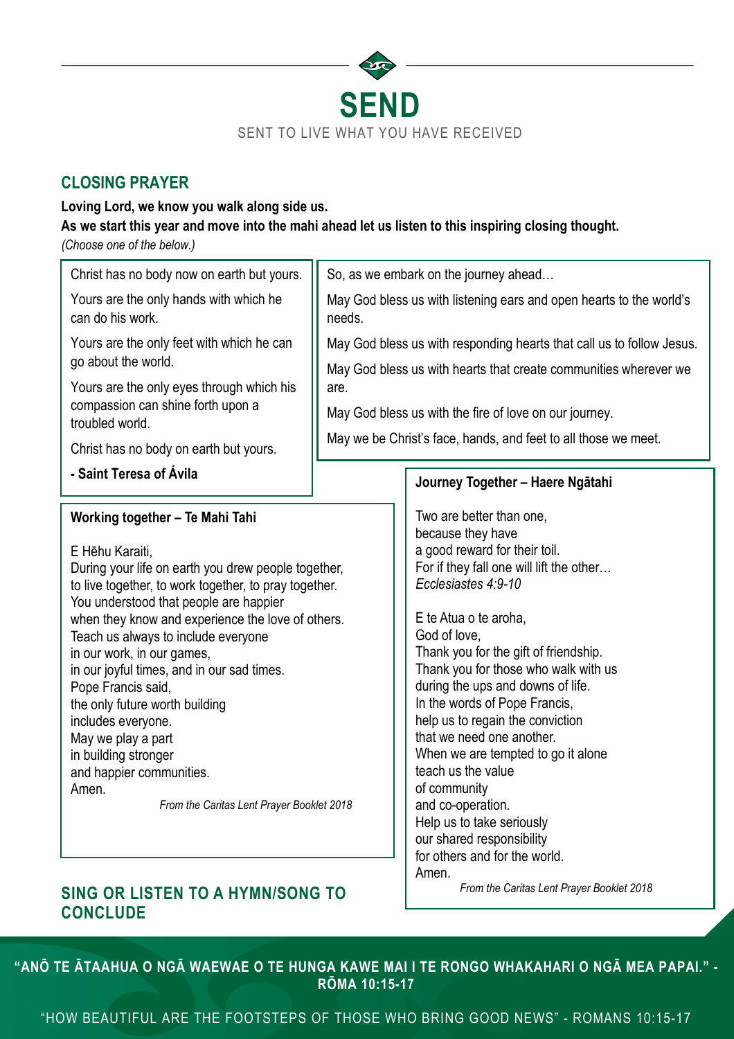# SEND

SENT TO LIVE WHAT YOU HAVE RECEIVED

## CLOSING PRAYER

**Loving Lord, we know you walk along side us.**
**As we start this year and move into the mahi ahead let us listen to this inspiring closing thought.**
*(Choose one of the below.)*

Christ has no body now on earth but yours.

Yours are the only hands with which he can do his work.

Yours are the only feet with which he can go about the world.

Yours are the only eyes through which his compassion can shine forth upon a troubled world.

Christ has no body on earth but yours.

**- Saint Teresa of Ávila**

So, as we embark on the journey ahead…

May God bless us with listening ears and open hearts to the world's needs.

May God bless us with responding hearts that call us to follow Jesus.

May God bless us with hearts that create communities wherever we are.

May God bless us with the fire of love on our journey.

May we be Christ's face, hands, and feet to all those we meet.

**Working together – Te Mahi Tahi**

E Hēhu Karaiti,
During your life on earth you drew people together,
to live together, to work together, to pray together.
You understood that people are happier
when they know and experience the love of others.
Teach us always to include everyone
in our work, in our games,
in our joyful times, and in our sad times.
Pope Francis said,
the only future worth building
includes everyone.
May we play a part
in building stronger
and happier communities.
Amen.

*From the Caritas Lent Prayer Booklet 2018*

**Journey Together – Haere Ngātahi**

Two are better than one,
because they have
a good reward for their toil.
For if they fall one will lift the other…
*Ecclesiastes 4:9-10*

E te Atua o te aroha,
God of love,
Thank you for the gift of friendship.
Thank you for those who walk with us
during the ups and downs of life.
In the words of Pope Francis,
help us to regain the conviction
that we need one another.
When we are tempted to go it alone
teach us the value
of community
and co-operation.
Help us to take seriously
our shared responsibility
for others and for the world.
Amen.

*From the Caritas Lent Prayer Booklet 2018*

## SING OR LISTEN TO A HYMN/SONG TO CONCLUDE

**"ANŌ TE ĀTAAHUA O NGĀ WAEWAE O TE HUNGA KAWE MAI I TE RONGO WHAKAHARI O NGĀ MEA PAPAI." - RŌMA 10:15-17**

"HOW BEAUTIFUL ARE THE FOOTSTEPS OF THOSE WHO BRING GOOD NEWS" - ROMANS 10:15-17